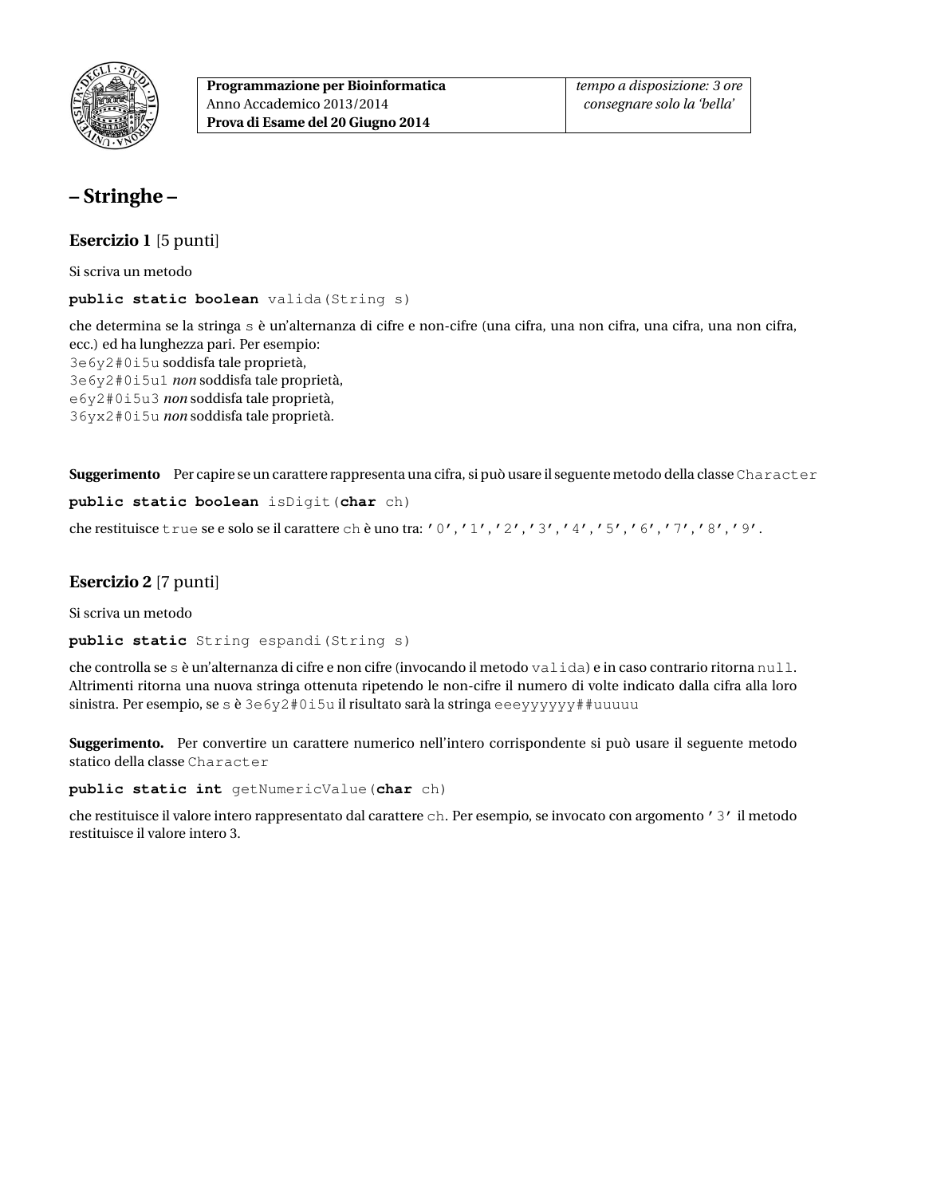| Programmazione per Bioinformatica | tempo a disposizione: 3 ore |
| --- | --- |
| Anno Accademico 2013/2014 | consegnare solo la 'bella' |
| Prova di Esame del 20 Giugno 2014 | |

# – Stringhe –

## Esercizio 1 [5 punti]

Si scriva un metodo

```
public static boolean valida(String s)
```

che determina se la stringa `s` è un'alternanza di cifre e non-cifre (una cifra, una non cifra, una cifra, una non cifra, ecc.) ed ha lunghezza pari. Per esempio:
`3e6y2#0i5u` soddisfa tale proprietà,
`3e6y2#0i5u1` *non* soddisfa tale proprietà,
`e6y2#0i5u3` *non* soddisfa tale proprietà,
`36yx2#0i5u` *non* soddisfa tale proprietà.

**Suggerimento** Per capire se un carattere rappresenta una cifra, si può usare il seguente metodo della classe `Character`

```
public static boolean isDigit(char ch)
```

che restituisce `true` se e solo se il carattere `ch` è uno tra: `'0','1','2','3','4','5','6','7','8','9'`.

## Esercizio 2 [7 punti]

Si scriva un metodo

```
public static String espandi(String s)
```

che controlla se `s` è un'alternanza di cifre e non cifre (invocando il metodo `valida`) e in caso contrario ritorna `null`. Altrimenti ritorna una nuova stringa ottenuta ripetendo le non-cifre il numero di volte indicato dalla cifra alla loro sinistra. Per esempio, se `s` è `3e6y2#0i5u` il risultato sarà la stringa `eeeyyyyyy##uuuuu`

**Suggerimento.** Per convertire un carattere numerico nell'intero corrispondente si può usare il seguente metodo statico della classe `Character`

```
public static int getNumericValue(char ch)
```

che restituisce il valore intero rappresentato dal carattere `ch`. Per esempio, se invocato con argomento `'3'` il metodo restituisce il valore intero 3.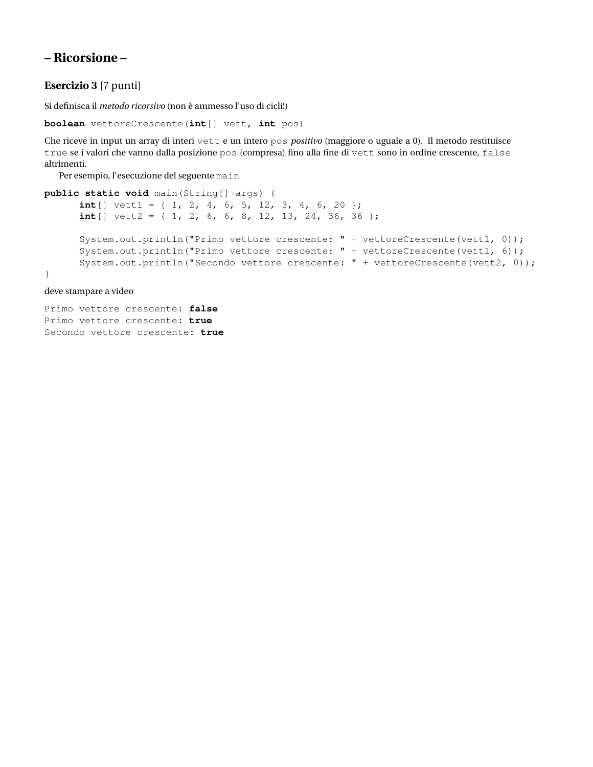## – Ricorsione –

**Esercizio 3** [7 punti]

Si definisca il *metodo ricorsivo* (non è ammesso l'uso di cicli!)

```
boolean vettoreCrescente(int[] vett, int pos)
```

Che riceve in input un array di interi `vett` e un intero `pos` *positivo* (maggiore o uguale a 0). Il metodo restituisce `true` se i valori che vanno dalla posizione `pos` (compresa) fino alla fine di `vett` sono in ordine crescente, `false` altrimenti.

Per esempio, l'esecuzione del seguente `main`

```
public static void main(String[] args) {
      int[] vett1 = { 1, 2, 4, 6, 5, 12, 3, 4, 6, 20 };
      int[] vett2 = { 1, 2, 6, 6, 8, 12, 13, 24, 36, 36 };

      System.out.println("Primo vettore crescente: " + vettoreCrescente(vett1, 0));
      System.out.println("Primo vettore crescente: " + vettoreCrescente(vett1, 6));
      System.out.println("Secondo vettore crescente: " + vettoreCrescente(vett2, 0));
}
```

deve stampare a video

```
Primo vettore crescente: false
Primo vettore crescente: true
Secondo vettore crescente: true
```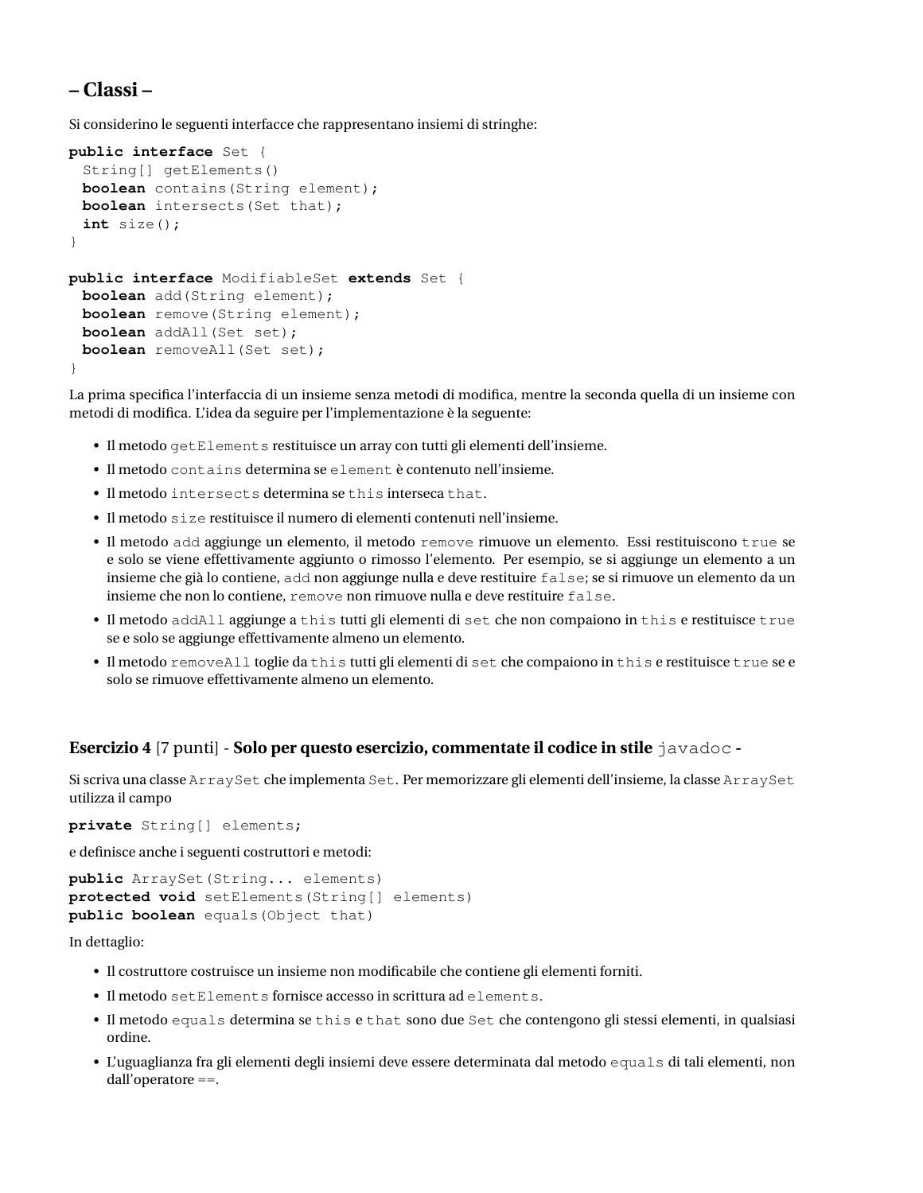## – Classi –

Si considerino le seguenti interfacce che rappresentano insiemi di stringhe:

```
public interface Set {
  String[] getElements()
  boolean contains(String element);
  boolean intersects(Set that);
  int size();
}

public interface ModifiableSet extends Set {
  boolean add(String element);
  boolean remove(String element);
  boolean addAll(Set set);
  boolean removeAll(Set set);
}
```

La prima specifica l'interfaccia di un insieme senza metodi di modifica, mentre la seconda quella di un insieme con metodi di modifica. L'idea da seguire per l'implementazione è la seguente:

- Il metodo `getElements` restituisce un array con tutti gli elementi dell'insieme.
- Il metodo `contains` determina se `element` è contenuto nell'insieme.
- Il metodo `intersects` determina se `this` interseca `that`.
- Il metodo `size` restituisce il numero di elementi contenuti nell'insieme.
- Il metodo `add` aggiunge un elemento, il metodo `remove` rimuove un elemento. Essi restituiscono `true` se e solo se viene effettivamente aggiunto o rimosso l'elemento. Per esempio, se si aggiunge un elemento a un insieme che già lo contiene, `add` non aggiunge nulla e deve restituire `false`; se si rimuove un elemento da un insieme che non lo contiene, `remove` non rimuove nulla e deve restituire `false`.
- Il metodo `addAll` aggiunge a `this` tutti gli elementi di `set` che non compaiono in `this` e restituisce `true` se e solo se aggiunge effettivamente almeno un elemento.
- Il metodo `removeAll` toglie da `this` tutti gli elementi di `set` che compaiono in `this` e restituisce `true` se e solo se rimuove effettivamente almeno un elemento.

### Esercizio 4 [7 punti] - **Solo per questo esercizio, commentate il codice in stile `javadoc` -**

Si scriva una classe `ArraySet` che implementa `Set`. Per memorizzare gli elementi dell'insieme, la classe `ArraySet` utilizza il campo

```
private String[] elements;
```

e definisce anche i seguenti costruttori e metodi:

```
public ArraySet(String... elements)
protected void setElements(String[] elements)
public boolean equals(Object that)
```

In dettaglio:

- Il costruttore costruisce un insieme non modificabile che contiene gli elementi forniti.
- Il metodo `setElements` fornisce accesso in scrittura ad `elements`.
- Il metodo `equals` determina se `this` e `that` sono due `Set` che contengono gli stessi elementi, in qualsiasi ordine.
- L'uguaglianza fra gli elementi degli insiemi deve essere determinata dal metodo `equals` di tali elementi, non dall'operatore ==.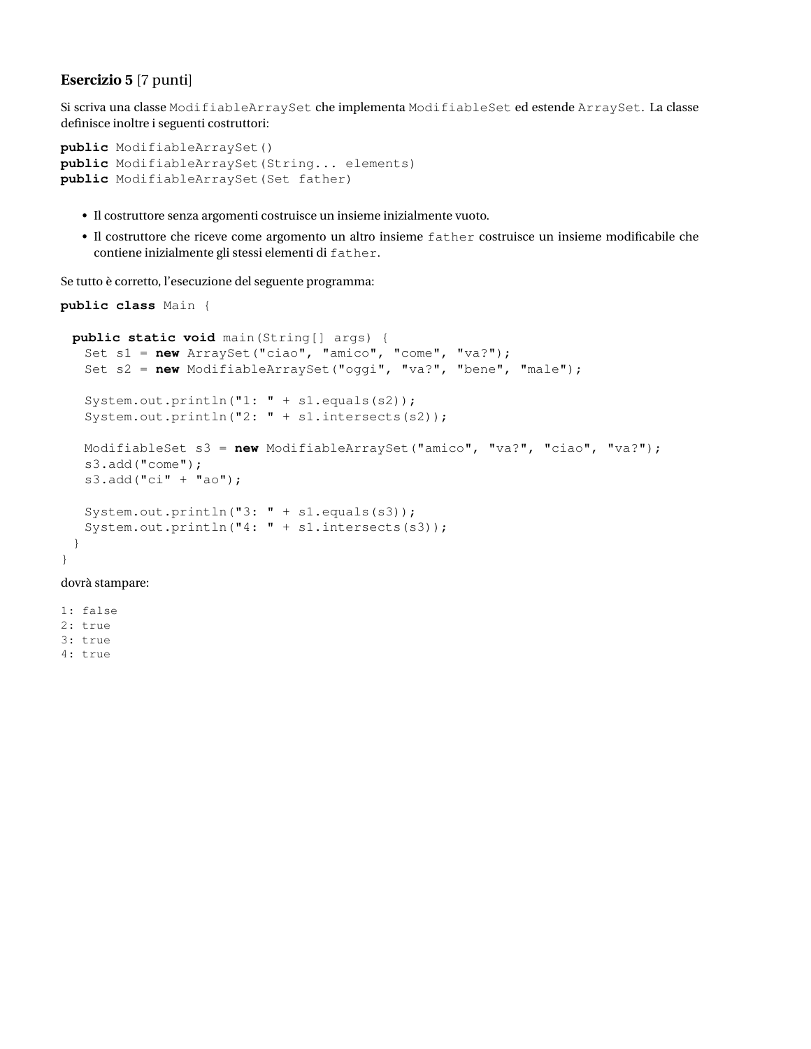**Esercizio 5** [7 punti]

Si scriva una classe `ModifiableArraySet` che implementa `ModifiableSet` ed estende `ArraySet`. La classe definisce inoltre i seguenti costruttori:

```
public ModifiableArraySet()
public ModifiableArraySet(String... elements)
public ModifiableArraySet(Set father)
```

- Il costruttore senza argomenti costruisce un insieme inizialmente vuoto.
- Il costruttore che riceve come argomento un altro insieme `father` costruisce un insieme modificabile che contiene inizialmente gli stessi elementi di `father`.

Se tutto è corretto, l'esecuzione del seguente programma:

```
public class Main {

  public static void main(String[] args) {
    Set s1 = new ArraySet("ciao", "amico", "come", "va?");
    Set s2 = new ModifiableArraySet("oggi", "va?", "bene", "male");

    System.out.println("1: " + s1.equals(s2));
    System.out.println("2: " + s1.intersects(s2));

    ModifiableSet s3 = new ModifiableArraySet("amico", "va?", "ciao", "va?");
    s3.add("come");
    s3.add("ci" + "ao");

    System.out.println("3: " + s1.equals(s3));
    System.out.println("4: " + s1.intersects(s3));
  }
}
```

dovrà stampare:

```
1: false
2: true
3: true
4: true
```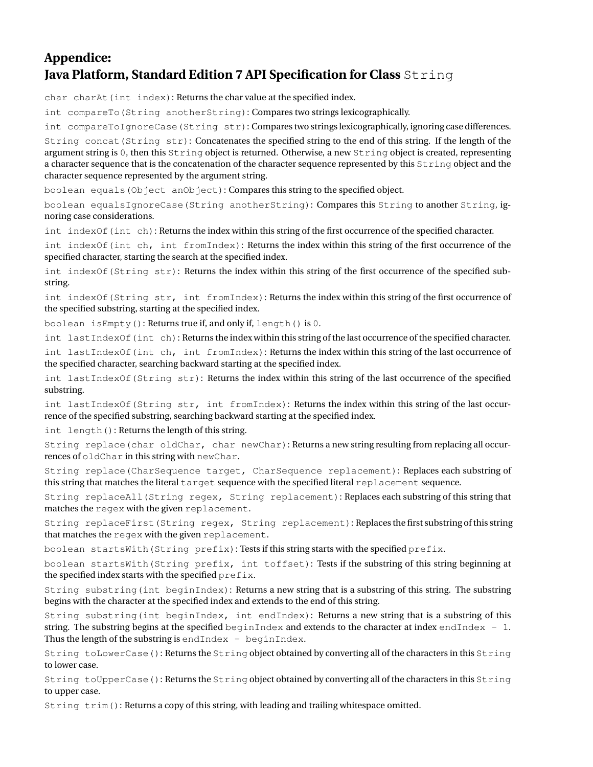## Appendice: Java Platform, Standard Edition 7 API Specification for Class `String`

`char charAt(int index)`: Returns the char value at the specified index.

`int compareTo(String anotherString)`: Compares two strings lexicographically.

`int compareToIgnoreCase(String str)`: Compares two strings lexicographically, ignoring case differences.

`String concat(String str)`: Concatenates the specified string to the end of this string. If the length of the argument string is `0`, then this `String` object is returned. Otherwise, a new `String` object is created, representing a character sequence that is the concatenation of the character sequence represented by this `String` object and the character sequence represented by the argument string.

`boolean equals(Object anObject)`: Compares this string to the specified object.

`boolean equalsIgnoreCase(String anotherString)`: Compares this `String` to another `String`, ignoring case considerations.

`int indexOf(int ch)`: Returns the index within this string of the first occurrence of the specified character.

`int indexOf(int ch, int fromIndex)`: Returns the index within this string of the first occurrence of the specified character, starting the search at the specified index.

`int indexOf(String str)`: Returns the index within this string of the first occurrence of the specified substring.

`int indexOf(String str, int fromIndex)`: Returns the index within this string of the first occurrence of the specified substring, starting at the specified index.

`boolean isEmpty()`: Returns true if, and only if, `length()` is `0`.

`int lastIndexOf(int ch)`: Returns the index within this string of the last occurrence of the specified character.

`int lastIndexOf(int ch, int fromIndex)`: Returns the index within this string of the last occurrence of the specified character, searching backward starting at the specified index.

`int lastIndexOf(String str)`: Returns the index within this string of the last occurrence of the specified substring.

`int lastIndexOf(String str, int fromIndex)`: Returns the index within this string of the last occurrence of the specified substring, searching backward starting at the specified index.

`int length()`: Returns the length of this string.

`String replace(char oldChar, char newChar)`: Returns a new string resulting from replacing all occurrences of `oldChar` in this string with `newChar`.

`String replace(CharSequence target, CharSequence replacement)`: Replaces each substring of this string that matches the literal `target` sequence with the specified literal `replacement` sequence.

`String replaceAll(String regex, String replacement)`: Replaces each substring of this string that matches the `regex` with the given `replacement`.

`String replaceFirst(String regex, String replacement)`: Replaces the first substring of this string that matches the `regex` with the given `replacement`.

`boolean startsWith(String prefix)`: Tests if this string starts with the specified `prefix`.

`boolean startsWith(String prefix, int toffset)`: Tests if the substring of this string beginning at the specified index starts with the specified `prefix`.

`String substring(int beginIndex)`: Returns a new string that is a substring of this string. The substring begins with the character at the specified index and extends to the end of this string.

`String substring(int beginIndex, int endIndex)`: Returns a new string that is a substring of this string. The substring begins at the specified `beginIndex` and extends to the character at index `endIndex - 1`. Thus the length of the substring is `endIndex - beginIndex`.

`String toLowerCase()`: Returns the `String` object obtained by converting all of the characters in this `String` to lower case.

`String toUpperCase()`: Returns the `String` object obtained by converting all of the characters in this `String` to upper case.

`String trim()`: Returns a copy of this string, with leading and trailing whitespace omitted.